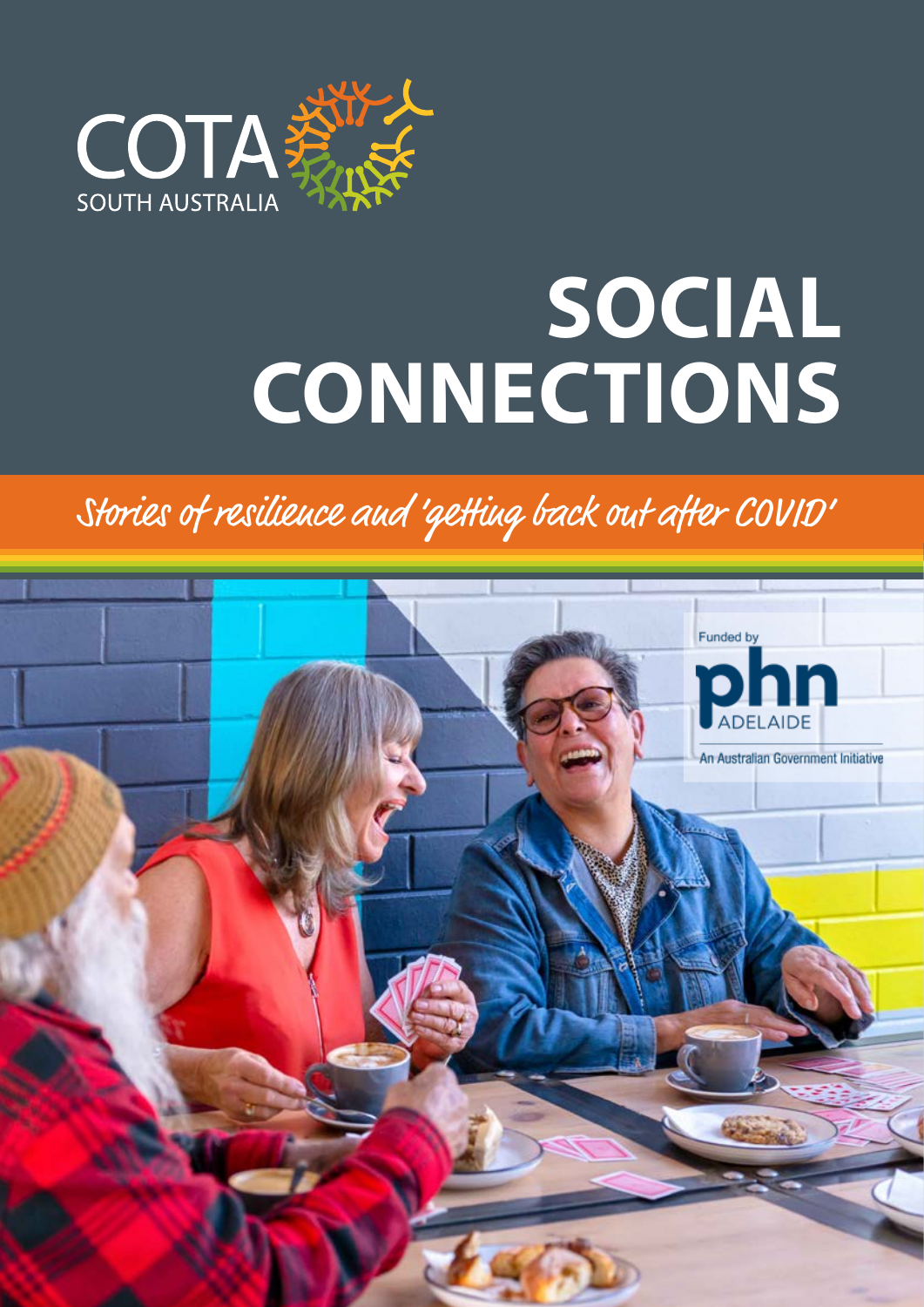COTA SOUTH AUSTRALIA

# SOCIAL CONNECTIONS

*Stories of resilience and 'getting back out after COVID'*

Funded by phn ADELAIDE

An Australian Government Initiative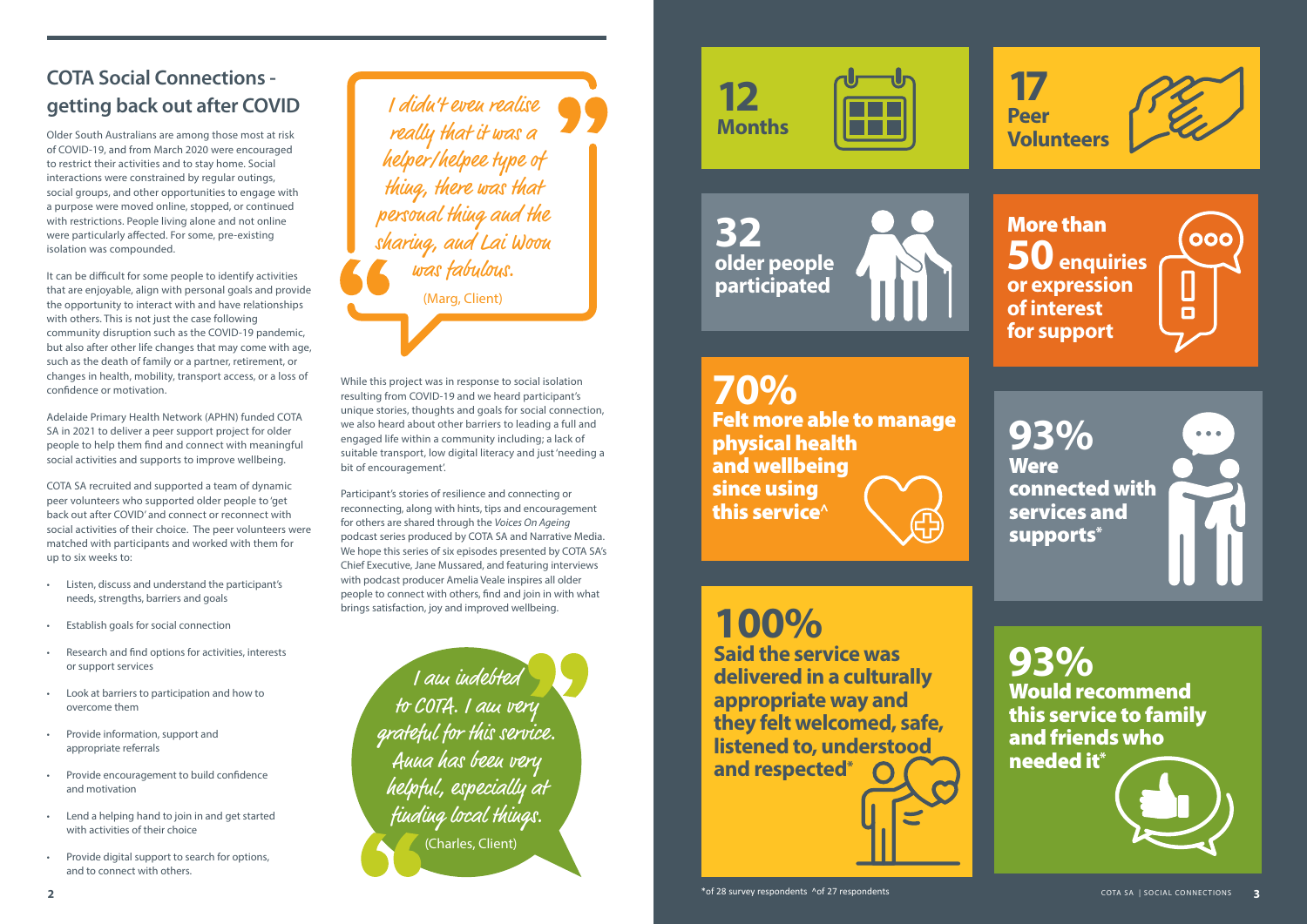## COTA Social Connections - getting back out after COVID

Older South Australians are among those most at risk of COVID-19, and from March 2020 were encouraged to restrict their activities and to stay home. Social interactions were constrained by regular outings, social groups, and other opportunities to engage with a purpose were moved online, stopped, or continued with restrictions. People living alone and not online were particularly affected. For some, pre-existing isolation was compounded.

It can be difficult for some people to identify activities that are enjoyable, align with personal goals and provide the opportunity to interact with and have relationships with others. This is not just the case following community disruption such as the COVID-19 pandemic, but also after other life changes that may come with age, such as the death of family or a partner, retirement, or changes in health, mobility, transport access, or a loss of confidence or motivation.

Adelaide Primary Health Network (APHN) funded COTA SA in 2021 to deliver a peer support project for older people to help them find and connect with meaningful social activities and supports to improve wellbeing.

COTA SA recruited and supported a team of dynamic peer volunteers who supported older people to 'get back out after COVID' and connect or reconnect with social activities of their choice. The peer volunteers were matched with participants and worked with them for up to six weeks to:

- Listen, discuss and understand the participant's needs, strengths, barriers and goals
- Establish goals for social connection
- Research and find options for activities, interests or support services
- Look at barriers to participation and how to overcome them
- Provide information, support and appropriate referrals
- Provide encouragement to build confidence and motivation
- Lend a helping hand to join in and get started with activities of their choice
- Provide digital support to search for options, and to connect with others.

> I didn't even realise really that it was a helper/helpee type of thing, there was that personal thing and the sharing, and Lai Woon was fabulous.
>
> (Marg, Client)

While this project was in response to social isolation resulting from COVID-19 and we heard participant's unique stories, thoughts and goals for social connection, we also heard about other barriers to leading a full and engaged life within a community including; a lack of suitable transport, low digital literacy and just 'needing a bit of encouragement'.

Participant's stories of resilience and connecting or reconnecting, along with hints, tips and encouragement for others are shared through the *Voices On Ageing* podcast series produced by COTA SA and Narrative Media. We hope this series of six episodes presented by COTA SA's Chief Executive, Jane Mussared, and featuring interviews with podcast producer Amelia Veale inspires all older people to connect with others, find and join in with what brings satisfaction, joy and improved wellbeing.

> I am indebted to COTA. I am very grateful for this service. Anna has been very helpful, especially at finding local things.
>
> (Charles, Client)

**12** Months

**17** Peer Volunteers

**32** older people participated

**More than 50** enquiries or expression of interest for support

**70%** Felt more able to manage physical health and wellbeing since using this service^

**93%** Were connected with services and supports*

**100%** Said the service was delivered in a culturally appropriate way and they felt welcomed, safe, listened to, understood and respected*

**93%** Would recommend this service to family and friends who needed it*

*of 28 survey respondents ^of 27 respondents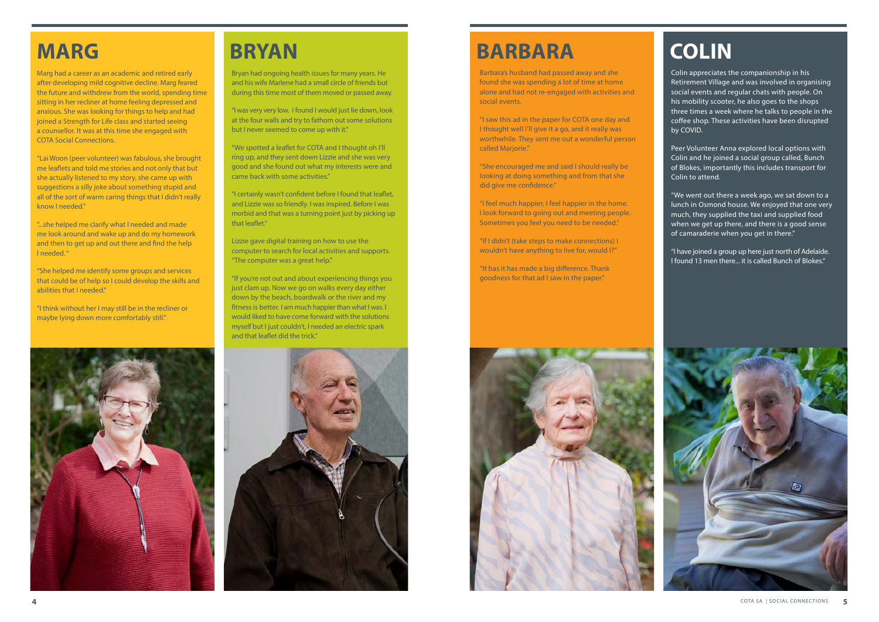# MARG

Marg had a career as an academic and retired early after developing mild cognitive decline. Marg feared the future and withdrew from the world, spending time sitting in her recliner at home feeling depressed and anxious. She was looking for things to help and had joined a Strength for Life class and started seeing a counsellor. It was at this time she engaged with COTA Social Connections.

"Lai Woon (peer volunteer) was fabulous, she brought me leaflets and told me stories and not only that but she actually listened to my story, she came up with suggestions a silly joke about something stupid and all of the sort of warm caring things that I didn't really know I needed."

"...she helped me clarify what I needed and made me look around and wake up and do my homework and then to get up and out there and find the help I needed."

"She helped me identify some groups and services that could be of help so I could develop the skills and abilities that I needed."

"I think without her I may still be in the recliner or maybe lying down more comfortably still."

# BRYAN

Bryan had ongoing health issues for many years. He and his wife Marlene had a small circle of friends but during this time most of them moved or passed away.

"I was very very low. I found I would just lie down, look at the four walls and try to fathom out some solutions but I never seemed to come up with it."

"We spotted a leaflet for COTA and I thought oh I'll ring up, and they sent down Lizzie and she was very good and she found out what my interests were and came back with some activities."

"I certainly wasn't confident before I found that leaflet, and Lizzie was so friendly. I was inspired. Before I was morbid and that was a turning point just by picking up that leaflet."

Lizzie gave digital training on how to use the computer to search for local activities and supports. "The computer was a great help."

"If you're not out and about experiencing things you just clam up. Now we go on walks every day either down by the beach, boardwalk or the river and my fitness is better. I am much happier than what I was. I would liked to have come forward with the solutions myself but I just couldn't, I needed an electric spark and that leaflet did the trick."

# BARBARA

Barbara's husband had passed away and she found she was spending a lot of time at home alone and had not re-engaged with activities and social events.

"I saw this ad in the paper for COTA one day and I thought well I'll give it a go, and it really was worthwhile. They sent me out a wonderful person called Marjorie."

"She encouraged me and said I should really be looking at doing something and from that she did give me confidence."

"I feel much happier, I feel happier in the home. I look forward to going out and meeting people. Sometimes you feel you need to be needed."

"If I didn't (take steps to make connections) I wouldn't have anything to live for, would I?"

"It has it has made a big difference. Thank goodness for that ad I saw in the paper."

# COLIN

Colin appreciates the companionship in his Retirement Village and was involved in organising social events and regular chats with people. On his mobility scooter, he also goes to the shops three times a week where he talks to people in the coffee shop. These activities have been disrupted by COVID.

Peer Volunteer Anna explored local options with Colin and he joined a social group called, Bunch of Blokes, importantly this includes transport for Colin to attend.

"We went out there a week ago, we sat down to a lunch in Osmond house. We enjoyed that one very much, they supplied the taxi and supplied food when we get up there, and there is a good sense of camaraderie when you get in there."

"I have joined a group up here just north of Adelaide. I found 13 men there... it is called Bunch of Blokes."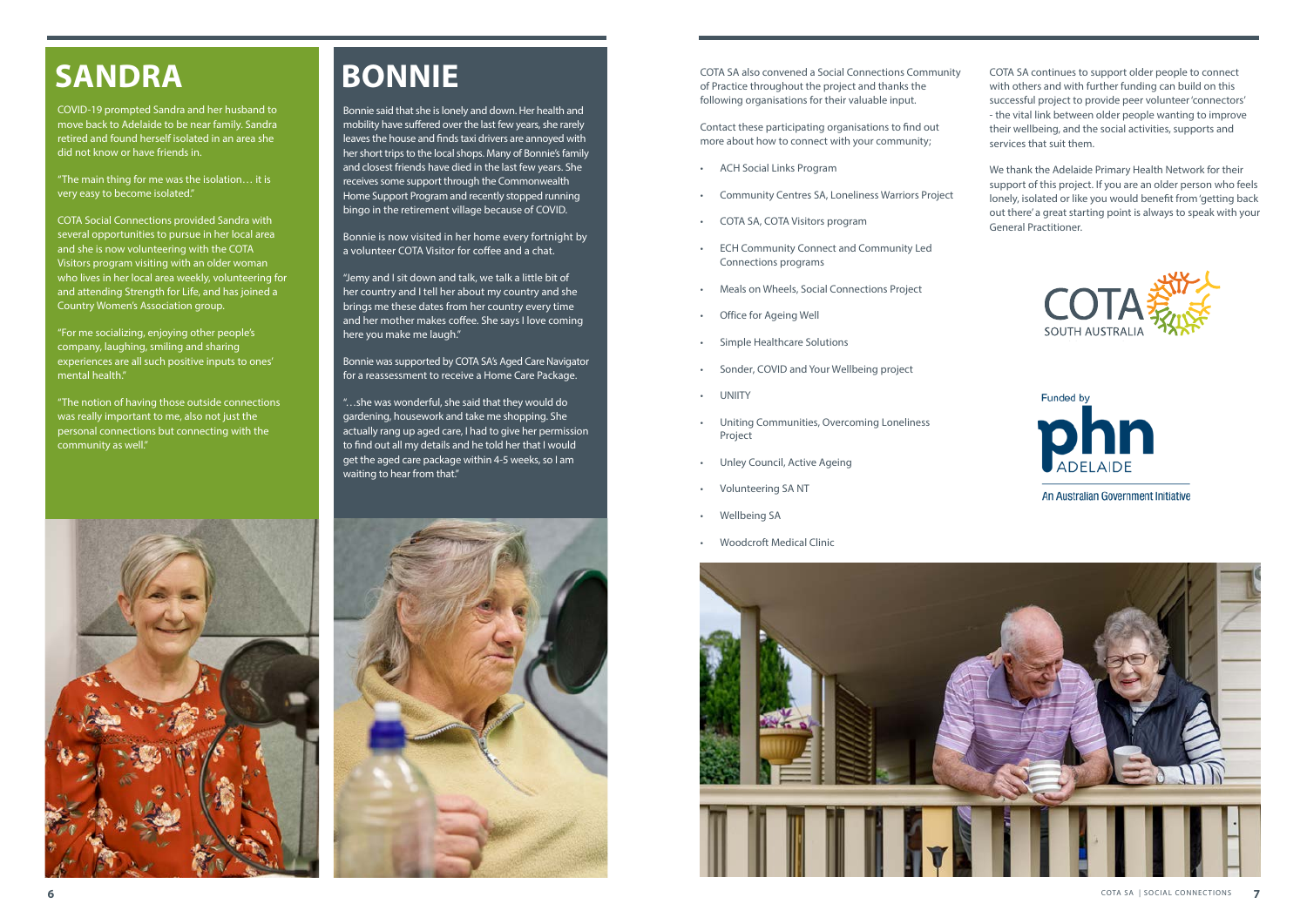# SANDRA

COVID-19 prompted Sandra and her husband to move back to Adelaide to be near family. Sandra retired and found herself isolated in an area she did not know or have friends in.

"The main thing for me was the isolation… it is very easy to become isolated."

COTA Social Connections provided Sandra with several opportunities to pursue in her local area and she is now volunteering with the COTA Visitors program visiting with an older woman who lives in her local area weekly, volunteering for and attending Strength for Life, and has joined a Country Women's Association group.

"For me socializing, enjoying other people's company, laughing, smiling and sharing experiences are all such positive inputs to ones' mental health."

"The notion of having those outside connections was really important to me, also not just the personal connections but connecting with the community as well."

# BONNIE

Bonnie said that she is lonely and down. Her health and mobility have suffered over the last few years, she rarely leaves the house and finds taxi drivers are annoyed with her short trips to the local shops. Many of Bonnie's family and closest friends have died in the last few years. She receives some support through the Commonwealth Home Support Program and recently stopped running bingo in the retirement village because of COVID.

Bonnie is now visited in her home every fortnight by a volunteer COTA Visitor for coffee and a chat.

"Jemy and I sit down and talk, we talk a little bit of her country and I tell her about my country and she brings me these dates from her country every time and her mother makes coffee. She says I love coming here you make me laugh."

Bonnie was supported by COTA SA's Aged Care Navigator for a reassessment to receive a Home Care Package.

"…she was wonderful, she said that they would do gardening, housework and take me shopping. She actually rang up aged care, I had to give her permission to find out all my details and he told her that I would get the aged care package within 4-5 weeks, so I am waiting to hear from that."

COTA SA also convened a Social Connections Community of Practice throughout the project and thanks the following organisations for their valuable input.

Contact these participating organisations to find out more about how to connect with your community;

- ACH Social Links Program
- Community Centres SA, Loneliness Warriors Project
- COTA SA, COTA Visitors program
- ECH Community Connect and Community Led Connections programs
- Meals on Wheels, Social Connections Project
- Office for Ageing Well
- Simple Healthcare Solutions
- Sonder, COVID and Your Wellbeing project
- UNIITY
- Uniting Communities, Overcoming Loneliness Project
- Unley Council, Active Ageing
- Volunteering SA NT
- Wellbeing SA
- Woodcroft Medical Clinic

COTA SA continues to support older people to connect with others and with further funding can build on this successful project to provide peer volunteer 'connectors' - the vital link between older people wanting to improve their wellbeing, and the social activities, supports and services that suit them.

We thank the Adelaide Primary Health Network for their support of this project. If you are an older person who feels lonely, isolated or like you would benefit from 'getting back out there' a great starting point is always to speak with your General Practitioner.

COTA SOUTH AUSTRALIA

Funded by phn ADELAIDE

An Australian Government Initiative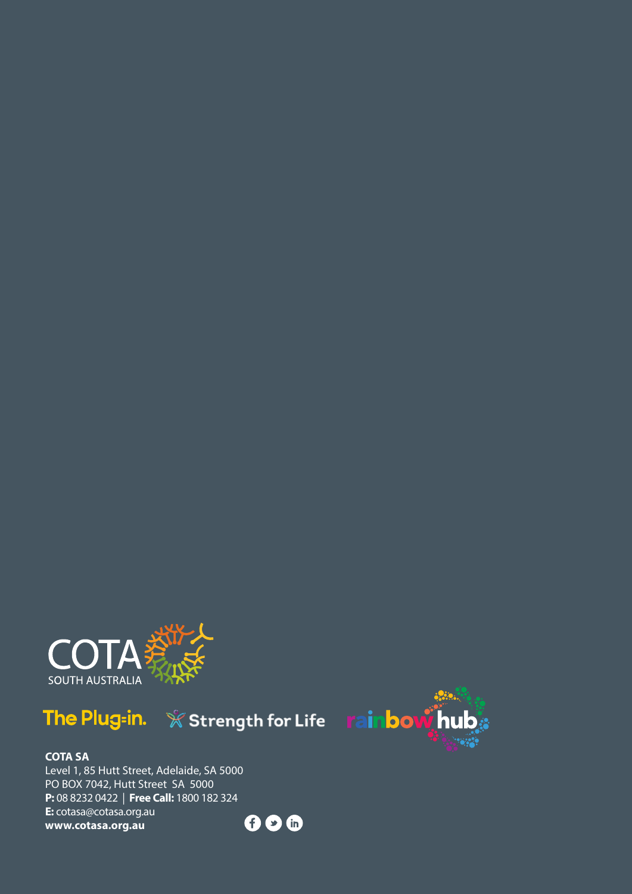COTA SOUTH AUSTRALIA

The Plug-in. Strength for Life rainbow hub

**COTA SA**
Level 1, 85 Hutt Street, Adelaide, SA 5000
PO BOX 7042, Hutt Street SA 5000
**P:** 08 8232 0422 | **Free Call:** 1800 182 324
**E:** cotasa@cotasa.org.au
**www.cotasa.org.au**